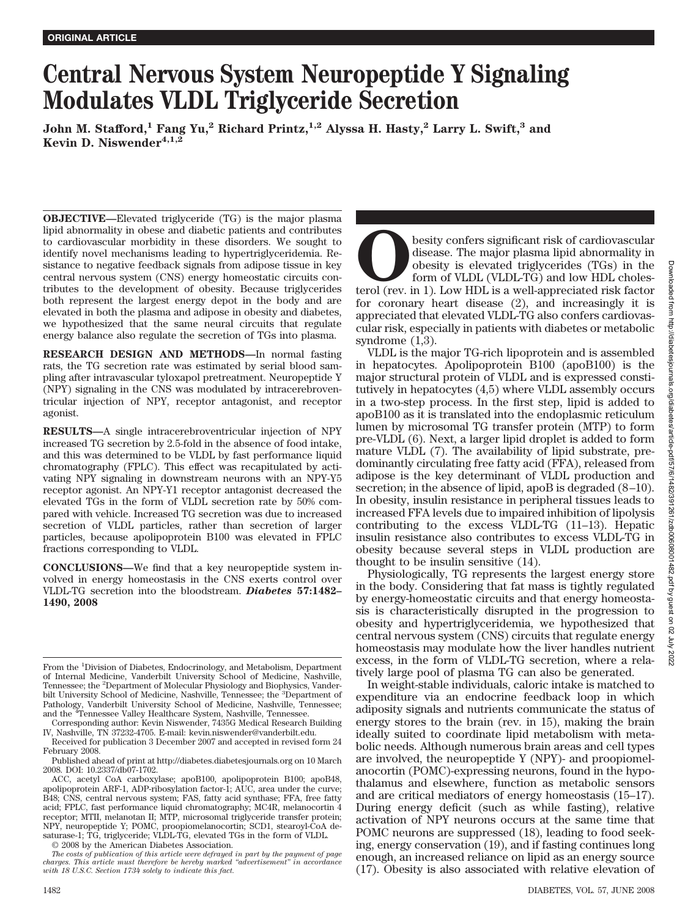ORIGINAL ARTICLE

# Central Nervous System Neuropeptide Y Signaling Modulates VLDL Triglyceride Secretion

**John M. Stafford,[1] Fang Yu,[2] Richard Printz,[1,2] Alyssa H. Hasty,[2] Larry L. Swift,[3] and Kevin D. Niswender[4,1,2]**

**OBJECTIVE**—Elevated triglyceride (TG) is the major plasma lipid abnormality in obese and diabetic patients and contributes to cardiovascular morbidity in these disorders. We sought to identify novel mechanisms leading to hypertriglyceridemia. Resistance to negative feedback signals from adipose tissue in key central nervous system (CNS) energy homeostatic circuits contributes to the development of obesity. Because triglycerides both represent the largest energy depot in the body and are elevated in both the plasma and adipose in obesity and diabetes, we hypothesized that the same neural circuits that regulate energy balance also regulate the secretion of TGs into plasma.

**RESEARCH DESIGN AND METHODS**—In normal fasting rats, the TG secretion rate was estimated by serial blood sampling after intravascular tyloxapol pretreatment. Neuropeptide Y (NPY) signaling in the CNS was modulated by intracerebroventricular injection of NPY, receptor antagonist, and receptor agonist.

**RESULTS**—A single intracerebroventricular injection of NPY increased TG secretion by 2.5-fold in the absence of food intake, and this was determined to be VLDL by fast performance liquid chromatography (FPLC). This effect was recapitulated by activating NPY signaling in downstream neurons with an NPY-Y5 receptor agonist. An NPY-Y1 receptor antagonist decreased the elevated TGs in the form of VLDL secretion rate by 50% compared with vehicle. Increased TG secretion was due to increased secretion of VLDL particles, rather than secretion of larger particles, because apolipoprotein B100 was elevated in FPLC fractions corresponding to VLDL.

**CONCLUSIONS**—We find that a key neuropeptide system involved in energy homeostasis in the CNS exerts control over VLDL-TG secretion into the bloodstream. ***Diabetes* 57:1482–1490, 2008**

From the [1]Division of Diabetes, Endocrinology, and Metabolism, Department of Internal Medicine, Vanderbilt University School of Medicine, Nashville, Tennessee; the [2]Department of Molecular Physiology and Biophysics, Vanderbilt University School of Medicine, Nashville, Tennessee; the [3]Department of Pathology, Vanderbilt University School of Medicine, Nashville, Tennessee; and the [4]Tennessee Valley Healthcare System, Nashville, Tennessee.

Corresponding author: Kevin Niswender, 7435G Medical Research Building IV, Nashville, TN 37232-4705. E-mail: kevin.niswender@vanderbilt.edu.

Received for publication 3 December 2007 and accepted in revised form 24 February 2008.

Published ahead of print at http://diabetes.diabetesjournals.org on 10 March 2008. DOI: 10.2337/db07-1702.

ACC, acetyl CoA carboxylase; apoB100, apolipoprotein B100; apoB48, apolipoprotein ARF-1, ADP-ribosylation factor-1; AUC, area under the curve; B48; CNS, central nervous system; FAS, fatty acid synthase; FFA, free fatty acid; FPLC, fast performance liquid chromatography; MC4R, melanocortin 4 receptor; MTII, melanotan II; MTP, microsomal triglyceride transfer protein; NPY, neuropeptide Y; POMC, proopiomelanocortin; SCD1, stearoyl-CoA desaturase-1; TG, triglyceride; VLDL-TG, elevated TGs in the form of VLDL.

© 2008 by the American Diabetes Association.

*The costs of publication of this article were defrayed in part by the payment of page charges. This article must therefore be hereby marked "advertisement" in accordance with 18 U.S.C. Section 1734 solely to indicate this fact.*

Obesity confers significant risk of cardiovascular disease. The major plasma lipid abnormality in obesity is elevated triglycerides (TGs) in the form of VLDL (VLDL-TG) and low HDL cholesterol (rev. in 1). Low HDL is a well-appreciated risk factor for coronary heart disease (2), and increasingly it is appreciated that elevated VLDL-TG also confers cardiovascular risk, especially in patients with diabetes or metabolic syndrome (1,3).

VLDL is the major TG-rich lipoprotein and is assembled in hepatocytes. Apolipoprotein B100 (apoB100) is the major structural protein of VLDL and is expressed constitutively in hepatocytes (4,5) where VLDL assembly occurs in a two-step process. In the first step, lipid is added to apoB100 as it is translated into the endoplasmic reticulum lumen by microsomal TG transfer protein (MTP) to form pre-VLDL (6). Next, a larger lipid droplet is added to form mature VLDL (7). The availability of lipid substrate, predominantly circulating free fatty acid (FFA), released from adipose is the key determinant of VLDL production and secretion; in the absence of lipid, apoB is degraded (8–10). In obesity, insulin resistance in peripheral tissues leads to increased FFA levels due to impaired inhibition of lipolysis contributing to the excess VLDL-TG (11–13). Hepatic insulin resistance also contributes to excess VLDL-TG in obesity because several steps in VLDL production are thought to be insulin sensitive (14).

Physiologically, TG represents the largest energy store in the body. Considering that fat mass is tightly regulated by energy-homeostatic circuits and that energy homeostasis is characteristically disrupted in the progression to obesity and hypertriglyceridemia, we hypothesized that central nervous system (CNS) circuits that regulate energy homeostasis may modulate how the liver handles nutrient excess, in the form of VLDL-TG secretion, where a relatively large pool of plasma TG can also be generated.

In weight-stable individuals, caloric intake is matched to expenditure via an endocrine feedback loop in which adiposity signals and nutrients communicate the status of energy stores to the brain (rev. in 15), making the brain ideally suited to coordinate lipid metabolism with metabolic needs. Although numerous brain areas and cell types are involved, the neuropeptide Y (NPY)- and proopiomelanocortin (POMC)-expressing neurons, found in the hypothalamus and elsewhere, function as metabolic sensors and are critical mediators of energy homeostasis (15–17). During energy deficit (such as while fasting), relative activation of NPY neurons occurs at the same time that POMC neurons are suppressed (18), leading to food seeking, energy conservation (19), and if fasting continues long enough, an increased reliance on lipid as an energy source (17). Obesity is also associated with relative elevation of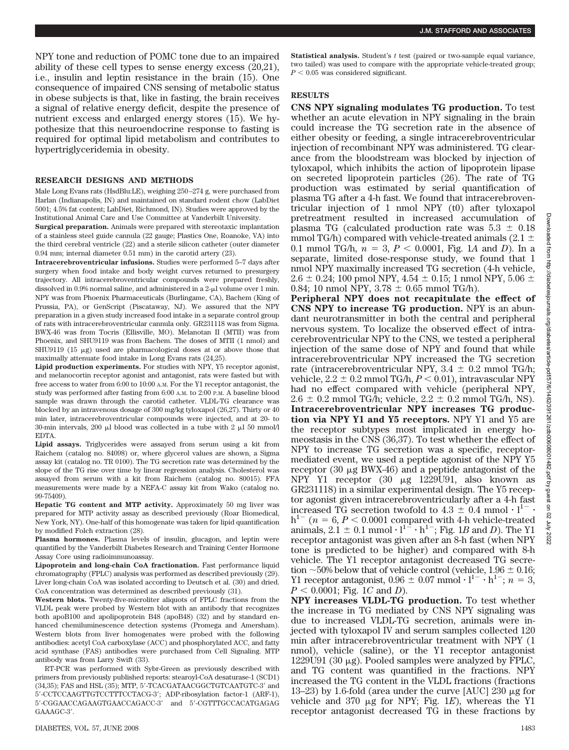NPY tone and reduction of POMC tone due to an impaired ability of these cell types to sense energy excess (20,21), i.e., insulin and leptin resistance in the brain (15). One consequence of impaired CNS sensing of metabolic status in obese subjects is that, like in fasting, the brain receives a signal of relative energy deficit, despite the presence of nutrient excess and enlarged energy stores (15). We hypothesize that this neuroendocrine response to fasting is required for optimal lipid metabolism and contributes to hypertriglyceridemia in obesity.

## RESEARCH DESIGNS AND METHODS

Male Long Evans rats (HsdBlu:LE), weighing 250–274 g, were purchased from Harlan (Indianapolis, IN) and maintained on standard rodent chow (LabDiet 5001; 4.5% fat content; LabDiet, Richmond, IN). Studies were approved by the Institutional Animal Care and Use Committee at Vanderbilt University.

**Surgical preparation.** Animals were prepared with stereotaxic implantation of a stainless steel guide cannula (22 gauge; Plastics One, Roanoke, VA) into the third cerebral ventricle (22) and a sterile silicon catheter (outer diameter 0.94 mm; internal diameter 0.51 mm) in the carotid artery (23).

**Intracerebroventricular infusions.** Studies were performed 5–7 days after surgery when food intake and body weight curves returned to presurgery trajectory. All intracerebroventricular compounds were prepared freshly, dissolved in 0.9% normal saline, and administered in a 2-μl volume over 1 min. NPY was from Phoenix Pharmaceuticals (Burlingame, CA), Bachem (King of Prussia, PA), or GenScript (Piscataway, NJ). We assured that the NPY preparation in a given study increased food intake in a separate control group of rats with intracerebroventricular cannula only. GR231118 was from Sigma. BWX-46 was from Tocris (Ellisville, MO). Melanotan II (MTII) was from Phoenix, and SHU9119 was from Bachem. The doses of MTII (1 nmol) and SHU9119 (15 μg) used are pharmacological doses at or above those that maximally attenuate food intake in Long Evans rats (24,25).

**Lipid production experiments.** For studies with NPY, Y5 receptor agonist, and melanocortin receptor agonist and antagonist, rats were fasted but with free access to water from 6:00 to 10:00 A.M. For the Y1 receptor antagonist, the study was performed after fasting from 6:00 A.M. to 2:00 P.M. A baseline blood sample was drawn through the carotid catheter. VLDL-TG clearance was blocked by an intravenous dosage of 300 mg/kg tyloxapol (26,27). Thirty or 40 min later, intracerebroventricular compounds were injected, and at 20- to 30-min intervals, 200 μl blood was collected in a tube with 2 μl 50 mmol/l EDTA.

**Lipid assays.** Triglycerides were assayed from serum using a kit from Raichem (catalog no. 84098) or, where glycerol values are shown, a Sigma assay kit (catalog no. TR 0100). The TG secretion rate was determined by the slope of the TG rise over time by linear regression analysis. Cholesterol was assayed from serum with a kit from Raichem (catalog no. 80015). FFA measurements were made by a NEFA-C assay kit from Wako (catalog no. 99-75409).

**Hepatic TG content and MTP activity.** Approximately 50 mg liver was prepared for MTP activity assay as described previously (Roar Biomedical, New York, NY). One-half of this homogenate was taken for lipid quantification by modified Folch extraction (28).

**Plasma hormones.** Plasma levels of insulin, glucagon, and leptin were quantified by the Vanderbilt Diabetes Research and Training Center Hormone Assay Core using radioimmunoassay.

**Lipoprotein and long-chain CoA fractionation.** Fast performance liquid chromatography (FPLC) analysis was performed as described previously (29). Liver long-chain CoA was isolated according to Deutsch et al. (30) and dried. CoA concentration was determined as described previously (31).

**Western blots.** Twenty-five-microliter aliquots of FPLC fractions from the VLDL peak were probed by Western blot with an antibody that recognizes both apoB100 and apolipoprotein B48 (apoB48) (32) and by standard enhanced chemiluminescence detection systems (Promega and Amersham). Western blots from liver homogenates were probed with the following antibodies: acetyl CoA carboxylase (ACC) and phosphorylated ACC, and fatty acid synthase (FAS) antibodies were purchased from Cell Signaling. MTP antibody was from Larry Swift (33).

RT-PCR was performed with Sybr-Green as described previously described with primers from previously published reports: stearoyl-CoA desaturase-1 (SCD1) (34,35); FAS and HSL (35); MTP, 5′-TCACGATAACGGCTGTCAATGTC-3′ and 5′-CCTCCAAGTTGTCCTTTCCTACG-3′; ADP-ribosylation factor-1 (ARF-1), 5′-CGGAACCAGAAGTGAACCAGACC-3′ and 5′-CGTTTGCCACATGAGAG GAAAGC-3′.

**Statistical analysis.** Student's $t$ test (paired or two-sample equal variance, two tailed) was used to compare with the appropriate vehicle-treated group; $P < 0.05$ was considered significant.

## RESULTS

**CNS NPY signaling modulates TG production.** To test whether an acute elevation in NPY signaling in the brain could increase the TG secretion rate in the absence of either obesity or feeding, a single intracerebroventricular injection of recombinant NPY was administered. TG clearance from the bloodstream was blocked by injection of tyloxapol, which inhibits the action of lipoprotein lipase on secreted lipoprotein particles (26). The rate of TG production was estimated by serial quantification of plasma TG after a 4-h fast. We found that intracerebroventricular injection of 1 nmol NPY (t0) after tyloxapol pretreatment resulted in increased accumulation of plasma TG (calculated production rate was 5.3 ± 0.18 mmol TG/h) compared with vehicle-treated animals (2.1 ± 0.1 mmol TG/h, $n = 3$, $P < 0.0001$, Fig. 1*A* and *D*). In a separate, limited dose-response study, we found that 1 nmol NPY maximally increased TG secretion (4-h vehicle, 2.6 ± 0.24; 100 pmol NPY, 4.54 ± 0.15; 1 nmol NPY, 5.06 ± 0.84; 10 nmol NPY, 3.78 ± 0.65 mmol TG/h).

**Peripheral NPY does not recapitulate the effect of CNS NPY to increase TG production.** NPY is an abundant neurotransmitter in both the central and peripheral nervous system. To localize the observed effect of intracerebroventricular NPY to the CNS, we tested a peripheral injection of the same dose of NPY and found that while intracerebroventricular NPY increased the TG secretion rate (intracerebroventricular NPY, 3.4 ± 0.2 mmol TG/h; vehicle, 2.2 ± 0.2 mmol TG/h, $P < 0.01$), intravascular NPY had no effect compared with vehicle (peripheral NPY, 2.6 ± 0.2 mmol TG/h; vehicle, 2.2 ± 0.2 mmol TG/h, NS).

**Intracerebroventricular NPY increases TG production via NPY Y1 and Y5 receptors.** NPY Y1 and Y5 are the receptor subtypes most implicated in energy homeostasis in the CNS (36,37). To test whether the effect of NPY to increase TG secretion was a specific, receptor-mediated event, we used a peptide agonist of the NPY Y5 receptor (30 μg BWX-46) and a peptide antagonist of the NPY Y1 receptor (30 μg 1229U91, also known as GR231118) in a similar experimental design. The Y5 receptor agonist given intracerebroventricularly after a 4-h fast increased TG secretion twofold to 4.3 ± 0.4 $\text{mmol} \cdot \text{l}^{-1} \cdot \text{h}^{-1}$ ($n = 6$, $P < 0.0001$ compared with 4-h vehicle-treated animals, 2.1 ± 0.1 $\text{mmol} \cdot \text{l}^{-1} \cdot \text{h}^{-1}$; Fig. 1*B* and *D*). The Y1 receptor antagonist was given after an 8-h fast (when NPY tone is predicted to be higher) and compared with 8-h vehicle. The Y1 receptor antagonist decreased TG secretion ~50% below that of vehicle control (vehicle, 1.96 ± 0.16; Y1 receptor antagonist, 0.96 ± 0.07 $\text{mmol} \cdot \text{l}^{-1} \cdot \text{h}^{-1}$; $n = 3$, $P < 0.0001$; Fig. 1*C* and *D*).

**NPY increases VLDL-TG production.** To test whether the increase in TG mediated by CNS NPY signaling was due to increased VLDL-TG secretion, animals were injected with tyloxapol IV and serum samples collected 120 min after intracerebroventricular treatment with NPY (1 nmol), vehicle (saline), or the Y1 receptor antagonist 1229U91 (30 μg). Pooled samples were analyzed by FPLC, and TG content was quantified in the fractions. NPY increased the TG content in the VLDL fractions (fractions 13–23) by 1.6-fold (area under the curve [AUC] 230 μg for vehicle and 370 μg for NPY; Fig. 1*E*), whereas the Y1 receptor antagonist decreased TG in these fractions by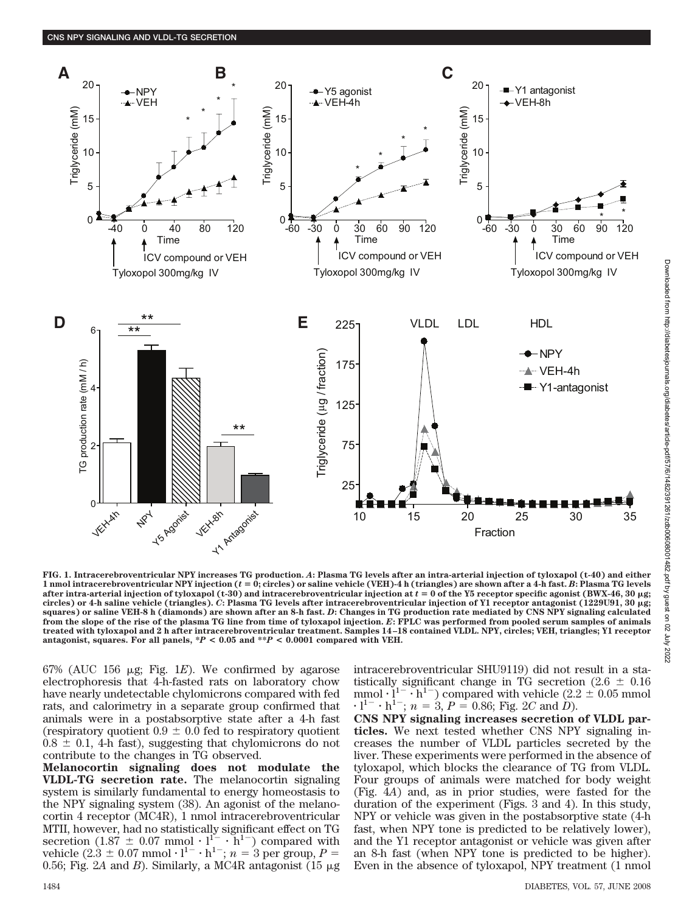FIG. 1. Intracerebroventricular NPY increases TG production. *A*: Plasma TG levels after an intra-arterial injection of tyloxapol (t-40) and either 1 nmol intracerebroventricular NPY injection ($t = 0$; circles) or saline vehicle (VEH)-4 h (triangles) are shown after a 4-h fast. *B*: Plasma TG levels after intra-arterial injection of tyloxapol (t-30) and intracerebroventricular injection at $t = 0$ of the Y5 receptor specific agonist (BWX-46, 30 μg; circles) or 4-h saline vehicle (triangles). *C*: Plasma TG levels after intracerebroventricular injection of Y1 receptor antagonist (1229U91, 30 μg; squares) or saline VEH-8 h (diamonds) are shown after an 8-h fast. *D*: Changes in TG production rate mediated by CNS NPY signaling calculated from the slope of the rise of the plasma TG line from time of tyloxapol injection. *E*: FPLC was performed from pooled serum samples of animals treated with tyloxapol and 2 h after intracerebroventricular treatment. Samples 14–18 contained VLDL. NPY, circles; VEH, triangles; Y1 receptor antagonist, squares. For all panels, *$P < 0.05$ and **$P < 0.0001$ compared with VEH.

67% (AUC 156 μg; Fig. 1*E*). We confirmed by agarose electrophoresis that 4-h-fasted rats on laboratory chow have nearly undetectable chylomicrons compared with fed rats, and calorimetry in a separate group confirmed that animals were in a postabsorptive state after a 4-h fast (respiratory quotient $0.9 \pm 0.0$ fed to respiratory quotient $0.8 \pm 0.1$, 4-h fast), suggesting that chylomicrons do not contribute to the changes in TG observed.

**Melanocortin signaling does not modulate the VLDL-TG secretion rate.** The melanocortin signaling system is similarly fundamental to energy homeostasis to the NPY signaling system (38). An agonist of the melanocortin 4 receptor (MC4R), 1 nmol intracerebroventricular MTII, however, had no statistically significant effect on TG secretion ($1.87 \pm 0.07$ mmol $\cdot$ $l^{1-} \cdot h^{1-}$) compared with vehicle ($2.3 \pm 0.07$ mmol $\cdot$ $l^{1-} \cdot h^{1-}$; $n = 3$ per group, $P = 0.56$; Fig. 2*A* and *B*). Similarly, a MC4R antagonist (15 μg intracerebroventricular SHU9119) did not result in a statistically significant change in TG secretion ($2.6 \pm 0.16$ mmol $\cdot$ $l^{1-} \cdot h^{1-}$) compared with vehicle ($2.2 \pm 0.05$ mmol $\cdot$ $l^{1-} \cdot h^{1-}$; $n = 3$, $P = 0.86$; Fig. 2*C* and *D*).

**CNS NPY signaling increases secretion of VLDL particles.** We next tested whether CNS NPY signaling increases the number of VLDL particles secreted by the liver. These experiments were performed in the absence of tyloxapol, which blocks the clearance of TG from VLDL. Four groups of animals were matched for body weight (Fig. 4*A*) and, as in prior studies, were fasted for the duration of the experiment (Figs. 3 and 4). In this study, NPY or vehicle was given in the postabsorptive state (4-h fast, when NPY tone is predicted to be relatively lower), and the Y1 receptor antagonist or vehicle was given after an 8-h fast (when NPY tone is predicted to be higher). Even in the absence of tyloxapol, NPY treatment (1 nmol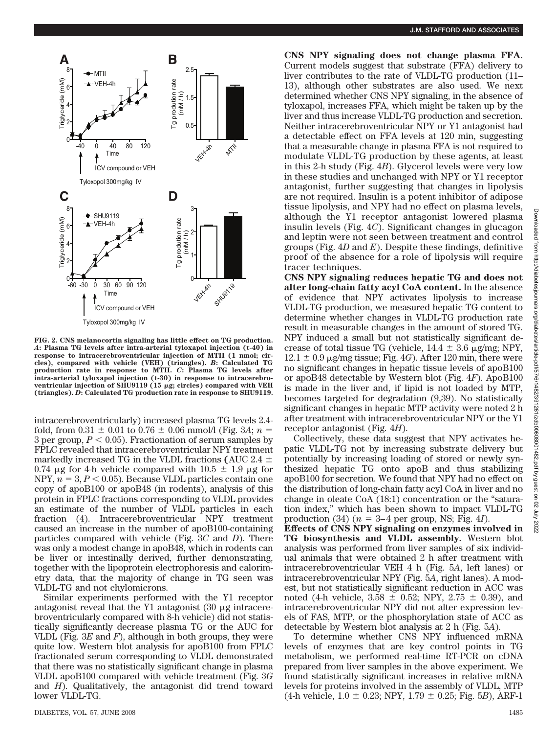FIG. 2. CNS melanocortin signaling has little effect on TG production. *A*: Plasma TG levels after intra-arterial tyloxapol injection (t-40) in response to intracerebroventricular injection of MTII (1 nmol; circles), compared with vehicle (VEH) (triangles). *B*: Calculated TG production rate in response to MTII. *C*: Plasma TG levels after intra-arterial tyloxapol injection (t-30) in response to intracerebroventricular injection of SHU9119 (15 μg; circles) compared with VEH (triangles). *D*: Calculated TG production rate in response to SHU9119.

intracerebroventricularly) increased plasma TG levels 2.4-fold, from 0.31 ± 0.01 to 0.76 ± 0.06 mmol/l (Fig. 3*A*; $n$ = 3 per group, $P < 0.05$). Fractionation of serum samples by FPLC revealed that intracerebroventricular NPY treatment markedly increased TG in the VLDL fractions (AUC 2.4 ± 0.74 μg for 4-h vehicle compared with 10.5 ± 1.9 μg for NPY, $n = 3$, $P < 0.05$). Because VLDL particles contain one copy of apoB100 or apoB48 (in rodents), analysis of this protein in FPLC fractions corresponding to VLDL provides an estimate of the number of VLDL particles in each fraction (4). Intracerebroventricular NPY treatment caused an increase in the number of apoB100-containing particles compared with vehicle (Fig. 3*C* and *D*). There was only a modest change in apoB48, which in rodents can be liver or intestinally derived, further demonstrating, together with the lipoprotein electrophoresis and calorimetry data, that the majority of change in TG seen was VLDL-TG and not chylomicrons.

Similar experiments performed with the Y1 receptor antagonist reveal that the Y1 antagonist (30 μg intracerebroventricularly compared with 8-h vehicle) did not statistically significantly decrease plasma TG or the AUC for VLDL (Fig. 3*E* and *F*), although in both groups, they were quite low. Western blot analysis for apoB100 from FPLC fractionated serum corresponding to VLDL demonstrated that there was no statistically significant change in plasma VLDL apoB100 compared with vehicle treatment (Fig. 3*G* and *H*). Qualitatively, the antagonist did trend toward lower VLDL-TG.

**CNS NPY signaling does not change plasma FFA.** Current models suggest that substrate (FFA) delivery to liver contributes to the rate of VLDL-TG production (11–13), although other substrates are also used. We next determined whether CNS NPY signaling, in the absence of tyloxapol, increases FFA, which might be taken up by the liver and thus increase VLDL-TG production and secretion. Neither intracerebroventricular NPY or Y1 antagonist had a detectable effect on FFA levels at 120 min, suggesting that a measurable change in plasma FFA is not required to modulate VLDL-TG production by these agents, at least in this 2-h study (Fig. 4*B*). Glycerol levels were very low in these studies and unchanged with NPY or Y1 receptor antagonist, further suggesting that changes in lipolysis are not required. Insulin is a potent inhibitor of adipose tissue lipolysis, and NPY had no effect on plasma levels, although the Y1 receptor antagonist lowered plasma insulin levels (Fig. 4*C*). Significant changes in glucagon and leptin were not seen between treatment and control groups (Fig. 4*D* and *E*). Despite these findings, definitive proof of the absence for a role of lipolysis will require tracer techniques.

**CNS NPY signaling reduces hepatic TG and does not alter long-chain fatty acyl CoA content.** In the absence of evidence that NPY activates lipolysis to increase VLDL-TG production, we measured hepatic TG content to determine whether changes in VLDL-TG production rate result in measurable changes in the amount of stored TG. NPY induced a small but not statistically significant decrease of total tissue TG (vehicle, 14.4 ± 3.6 μg/mg; NPY, 12.1 ± 0.9 μg/mg tissue; Fig. 4*G*). After 120 min, there were no significant changes in hepatic tissue levels of apoB100 or apoB48 detectable by Western blot (Fig. 4*F*). ApoB100 is made in the liver and, if lipid is not loaded by MTP, becomes targeted for degradation (9,39). No statistically significant changes in hepatic MTP activity were noted 2 h after treatment with intracerebroventricular NPY or the Y1 receptor antagonist (Fig. 4*H*).

Collectively, these data suggest that NPY activates hepatic VLDL-TG not by increasing substrate delivery but potentially by increasing loading of stored or newly synthesized hepatic TG onto apoB and thus stabilizing apoB100 for secretion. We found that NPY had no effect on the distribution of long-chain fatty acyl CoA in liver and no change in oleate CoA (18:1) concentration or the "saturation index," which has been shown to impact VLDL-TG production (34) ($n$ = 3–4 per group, NS; Fig. 4*I*).

**Effects of CNS NPY signaling on enzymes involved in TG biosynthesis and VLDL assembly.** Western blot analysis was performed from liver samples of six individual animals that were obtained 2 h after treatment with intracerebroventricular VEH 4 h (Fig. 5*A*, left lanes) or intracerebroventricular NPY (Fig. 5*A*, right lanes). A modest, but not statistically significant reduction in ACC was noted (4-h vehicle, 3.58 ± 0.52; NPY, 2.75 ± 0.39), and intracerebroventricular NPY did not alter expression levels of FAS, MTP, or the phosphorylation state of ACC as detectable by Western blot analysis at 2 h (Fig. 5*A*).

To determine whether CNS NPY influenced mRNA levels of enzymes that are key control points in TG metabolism, we performed real-time RT-PCR on cDNA prepared from liver samples in the above experiment. We found statistically significant increases in relative mRNA levels for proteins involved in the assembly of VLDL, MTP (4-h vehicle, 1.0 ± 0.23; NPY, 1.79 ± 0.25; Fig. 5*B*), ARF-1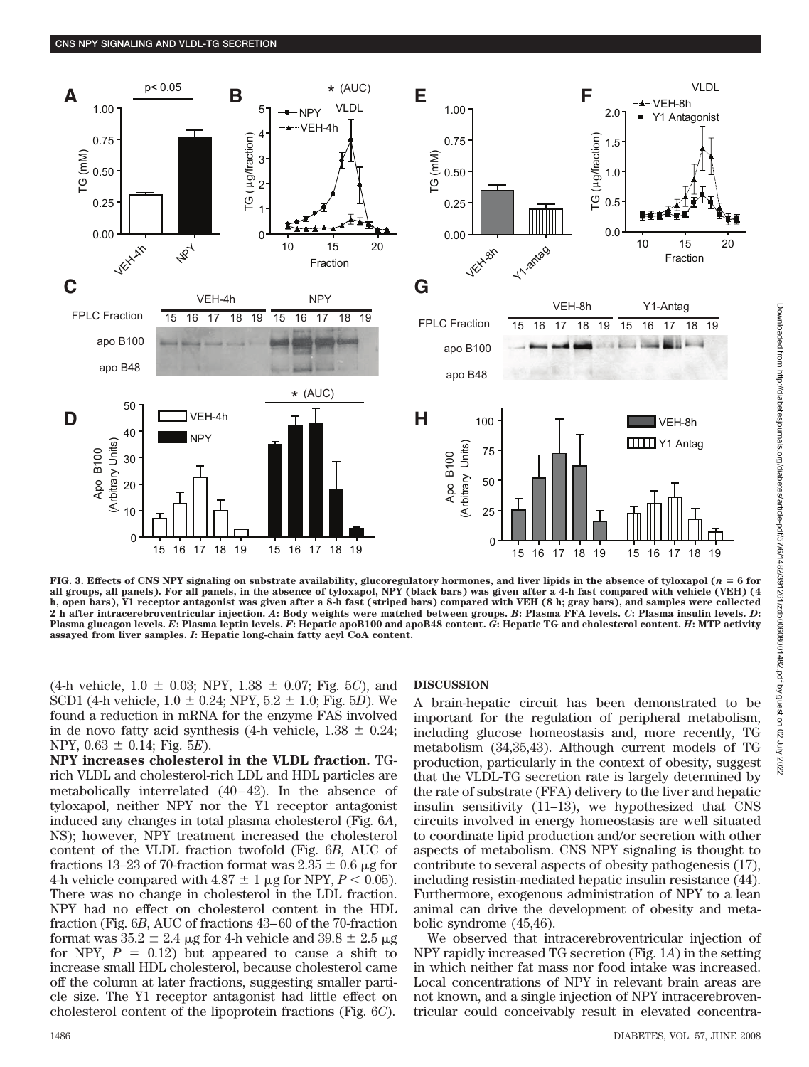**FIG. 3. Effects of CNS NPY signaling on substrate availability, glucoregulatory hormones, and liver lipids in the absence of tyloxapol ($n = 6$ for all groups, all panels). For all panels, in the absence of tyloxapol, NPY (black bars) was given after a 4-h fast compared with vehicle (VEH) (4 h, open bars), Y1 receptor antagonist was given after a 8-h fast (striped bars) compared with VEH (8 h; gray bars), and samples were collected 2 h after intracerebroventricular injection. *A*: Body weights were matched between groups. *B*: Plasma FFA levels. *C*: Plasma insulin levels. *D*: Plasma glucagon levels. *E*: Plasma leptin levels. *F*: Hepatic apoB100 and apoB48 content. *G*: Hepatic TG and cholesterol content. *H*: MTP activity assayed from liver samples. *I*: Hepatic long-chain fatty acyl CoA content.**

(4-h vehicle, $1.0 \pm 0.03$; NPY, $1.38 \pm 0.07$; Fig. 5*C*), and SCD1 (4-h vehicle, $1.0 \pm 0.24$; NPY, $5.2 \pm 1.0$; Fig. 5*D*). We found a reduction in mRNA for the enzyme FAS involved in de novo fatty acid synthesis (4-h vehicle, $1.38 \pm 0.24$; NPY, $0.63 \pm 0.14$; Fig. 5*E*).

**NPY increases cholesterol in the VLDL fraction.** TG-rich VLDL and cholesterol-rich LDL and HDL particles are metabolically interrelated (40–42). In the absence of tyloxapol, neither NPY nor the Y1 receptor antagonist induced any changes in total plasma cholesterol (Fig. 6*A*, NS); however, NPY treatment increased the cholesterol content of the VLDL fraction twofold (Fig. 6*B*, AUC of fractions 13–23 of 70-fraction format was $2.35 \pm 0.6$ μg for 4-h vehicle compared with $4.87 \pm 1$ μg for NPY, $P < 0.05$). There was no change in cholesterol in the LDL fraction. NPY had no effect on cholesterol content in the HDL fraction (Fig. 6*B*, AUC of fractions 43–60 of the 70-fraction format was $35.2 \pm 2.4$ μg for 4-h vehicle and $39.8 \pm 2.5$ μg for NPY, $P = 0.12$) but appeared to cause a shift to increase small HDL cholesterol, because cholesterol came off the column at later fractions, suggesting smaller particle size. The Y1 receptor antagonist had little effect on cholesterol content of the lipoprotein fractions (Fig. 6*C*).

## DISCUSSION

A brain-hepatic circuit has been demonstrated to be important for the regulation of peripheral metabolism, including glucose homeostasis and, more recently, TG metabolism (34,35,43). Although current models of TG production, particularly in the context of obesity, suggest that the VLDL-TG secretion rate is largely determined by the rate of substrate (FFA) delivery to the liver and hepatic insulin sensitivity (11–13), we hypothesized that CNS circuits involved in energy homeostasis are well situated to coordinate lipid production and/or secretion with other aspects of metabolism. CNS NPY signaling is thought to contribute to several aspects of obesity pathogenesis (17), including resistin-mediated hepatic insulin resistance (44). Furthermore, exogenous administration of NPY to a lean animal can drive the development of obesity and metabolic syndrome (45,46).

We observed that intracerebroventricular injection of NPY rapidly increased TG secretion (Fig. 1*A*) in the setting in which neither fat mass nor food intake was increased. Local concentrations of NPY in relevant brain areas are not known, and a single injection of NPY intracerebroventricular could conceivably result in elevated concentra-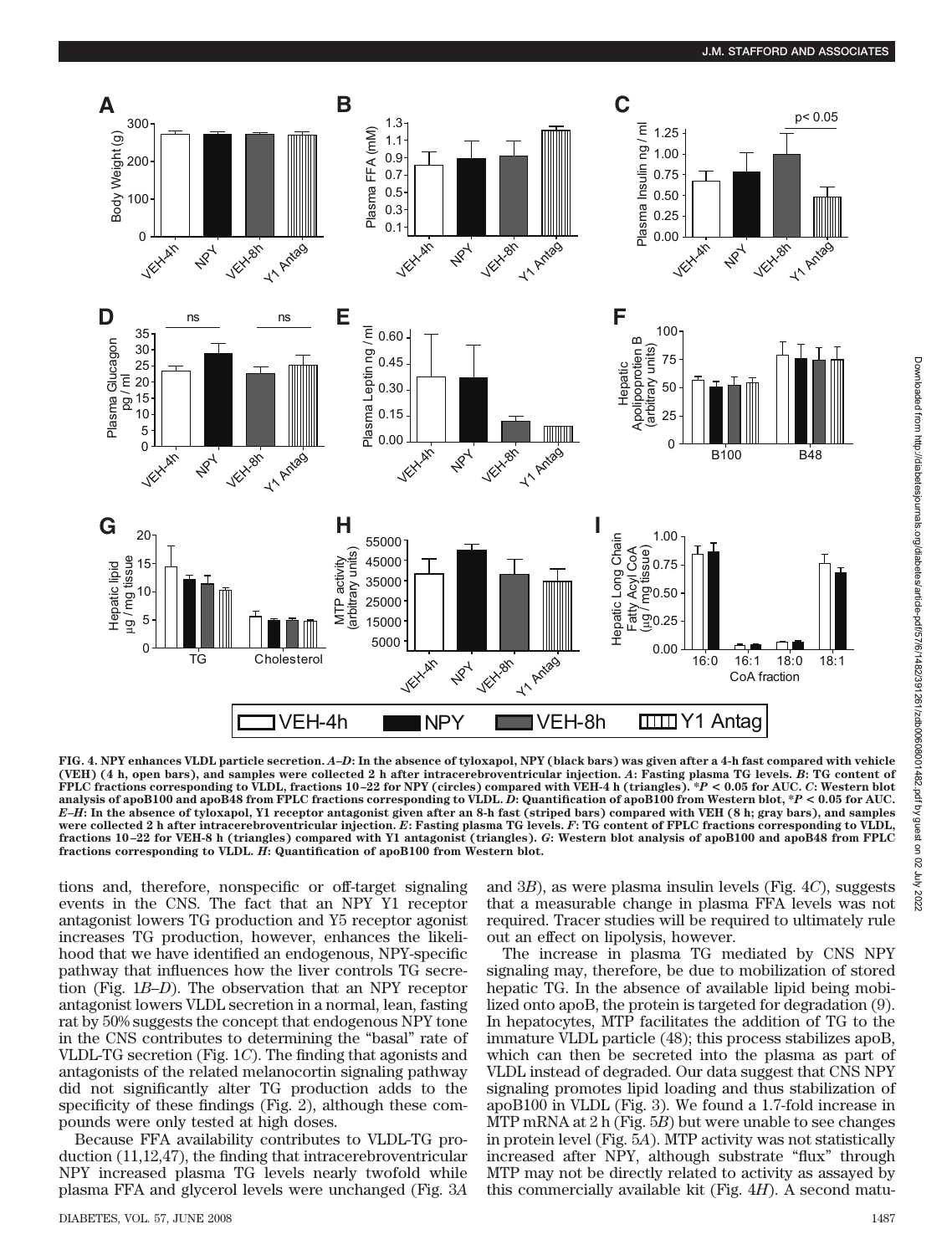**FIG. 4. NPY enhances VLDL particle secretion.** ***A–D*****: In the absence of tyloxapol, NPY (black bars) was given after a 4-h fast compared with vehicle (VEH) (4 h, open bars), and samples were collected 2 h after intracerebroventricular injection.** ***A*****: Fasting plasma TG levels.** ***B*****: TG content of FPLC fractions corresponding to VLDL, fractions 10–22 for NPY (circles) compared with VEH-4 h (triangles). *$P < 0.05$ for AUC.** ***C*****: Western blot analysis of apoB100 and apoB48 from FPLC fractions corresponding to VLDL.** ***D*****: Quantification of apoB100 from Western blot, *$P < 0.05$ for AUC.** ***E–H*****: In the absence of tyloxapol, Y1 receptor antagonist given after an 8-h fast (striped bars) compared with VEH (8 h; gray bars), and samples were collected 2 h after intracerebroventricular injection.** ***E*****: Fasting plasma TG levels.** ***F*****: TG content of FPLC fractions corresponding to VLDL, fractions 10–22 for VEH-8 h (triangles) compared with Y1 antagonist (triangles).** ***G*****: Western blot analysis of apoB100 and apoB48 from FPLC fractions corresponding to VLDL.** ***H*****: Quantification of apoB100 from Western blot.**

tions and, therefore, nonspecific or off-target signaling events in the CNS. The fact that an NPY Y1 receptor antagonist lowers TG production and Y5 receptor agonist increases TG production, however, enhances the likelihood that we have identified an endogenous, NPY-specific pathway that influences how the liver controls TG secretion (Fig. 1*B–D*). The observation that an NPY receptor antagonist lowers VLDL secretion in a normal, lean, fasting rat by 50% suggests the concept that endogenous NPY tone in the CNS contributes to determining the "basal" rate of VLDL-TG secretion (Fig. 1*C*). The finding that agonists and antagonists of the related melanocortin signaling pathway did not significantly alter TG production adds to the specificity of these findings (Fig. 2), although these compounds were only tested at high doses.

Because FFA availability contributes to VLDL-TG production (11,12,47), the finding that intracerebroventricular NPY increased plasma TG levels nearly twofold while plasma FFA and glycerol levels were unchanged (Fig. 3*A* and 3*B*), as were plasma insulin levels (Fig. 4*C*), suggests that a measurable change in plasma FFA levels was not required. Tracer studies will be required to ultimately rule out an effect on lipolysis, however.

The increase in plasma TG mediated by CNS NPY signaling may, therefore, be due to mobilization of stored hepatic TG. In the absence of available lipid being mobilized onto apoB, the protein is targeted for degradation (9). In hepatocytes, MTP facilitates the addition of TG to the immature VLDL particle (48); this process stabilizes apoB, which can then be secreted into the plasma as part of VLDL instead of degraded. Our data suggest that CNS NPY signaling promotes lipid loading and thus stabilization of apoB100 in VLDL (Fig. 3). We found a 1.7-fold increase in MTP mRNA at 2 h (Fig. 5*B*) but were unable to see changes in protein level (Fig. 5*A*). MTP activity was not statistically increased after NPY, although substrate "flux" through MTP may not be directly related to activity as assayed by this commercially available kit (Fig. 4*H*). A second matu-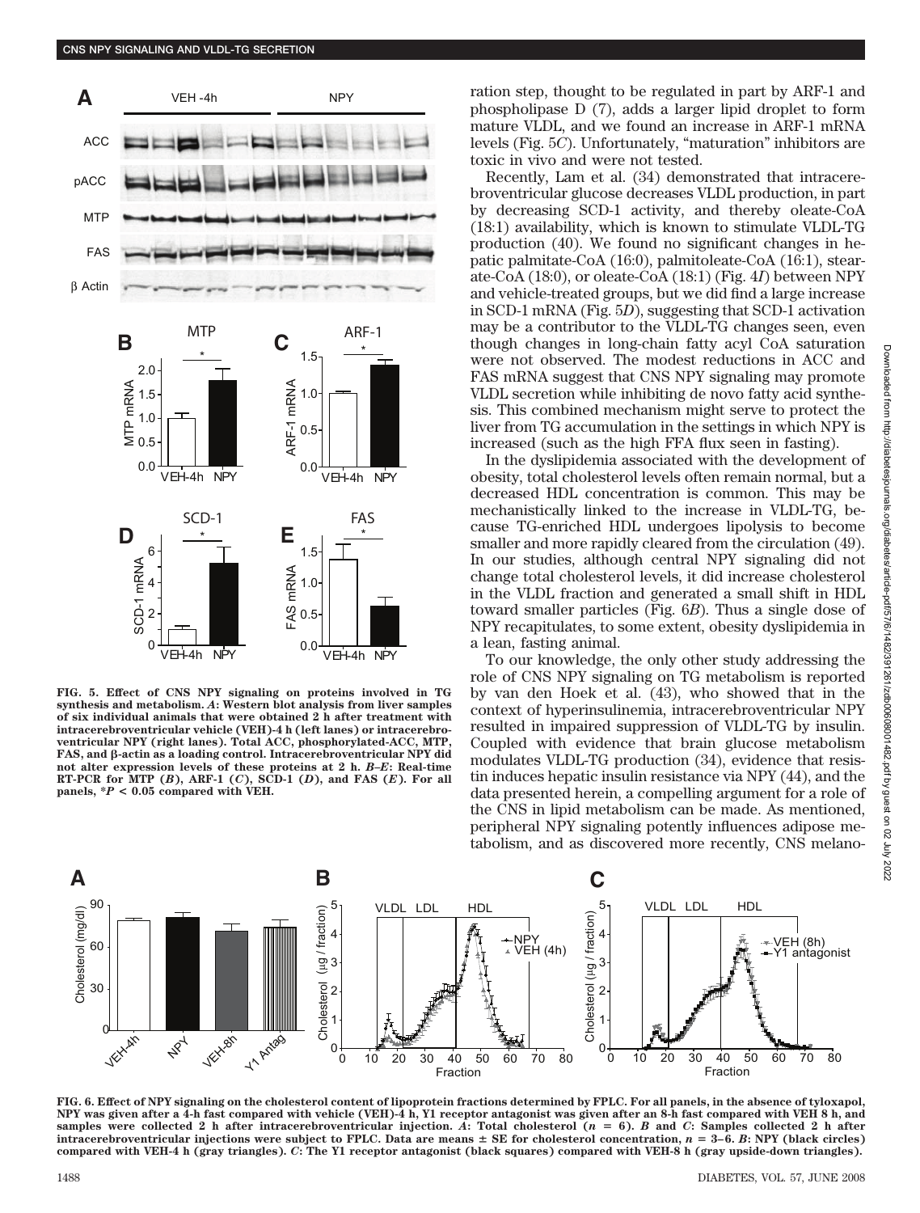FIG. 5. Effect of CNS NPY signaling on proteins involved in TG synthesis and metabolism. *A*: Western blot analysis from liver samples of six individual animals that were obtained 2 h after treatment with intracerebroventricular vehicle (VEH)-4 h (left lanes) or intracerebroventricular NPY (right lanes). Total ACC, phosphorylated-ACC, MTP, FAS, and β-actin as a loading control. Intracerebroventricular NPY did not alter expression levels of these proteins at 2 h. *B–E*: Real-time RT-PCR for MTP (*B*), ARF-1 (*C*), SCD-1 (*D*), and FAS (*E*). For all panels, $*P < 0.05$ compared with VEH.

ration step, thought to be regulated in part by ARF-1 and phospholipase D (7), adds a larger lipid droplet to form mature VLDL, and we found an increase in ARF-1 mRNA levels (Fig. 5*C*). Unfortunately, "maturation" inhibitors are toxic in vivo and were not tested.

Recently, Lam et al. (34) demonstrated that intracerebroventricular glucose decreases VLDL production, in part by decreasing SCD-1 activity, and thereby oleate-CoA (18:1) availability, which is known to stimulate VLDL-TG production (40). We found no significant changes in hepatic palmitate-CoA (16:0), palmitoleate-CoA (16:1), stearate-CoA (18:0), or oleate-CoA (18:1) (Fig. 4*I*) between NPY and vehicle-treated groups, but we did find a large increase in SCD-1 mRNA (Fig. 5*D*), suggesting that SCD-1 activation may be a contributor to the VLDL-TG changes seen, even though changes in long-chain fatty acyl CoA saturation were not observed. The modest reductions in ACC and FAS mRNA suggest that CNS NPY signaling may promote VLDL secretion while inhibiting de novo fatty acid synthesis. This combined mechanism might serve to protect the liver from TG accumulation in the settings in which NPY is increased (such as the high FFA flux seen in fasting).

In the dyslipidemia associated with the development of obesity, total cholesterol levels often remain normal, but a decreased HDL concentration is common. This may be mechanistically linked to the increase in VLDL-TG, because TG-enriched HDL undergoes lipolysis to become smaller and more rapidly cleared from the circulation (49). In our studies, although central NPY signaling did not change total cholesterol levels, it did increase cholesterol in the VLDL fraction and generated a small shift in HDL toward smaller particles (Fig. 6*B*). Thus a single dose of NPY recapitulates, to some extent, obesity dyslipidemia in a lean, fasting animal.

To our knowledge, the only other study addressing the role of CNS NPY signaling on TG metabolism is reported by van den Hoek et al. (43), who showed that in the context of hyperinsulinemia, intracerebroventricular NPY resulted in impaired suppression of VLDL-TG by insulin. Coupled with evidence that brain glucose metabolism modulates VLDL-TG production (34), evidence that resistin induces hepatic insulin resistance via NPY (44), and the data presented herein, a compelling argument for a role of the CNS in lipid metabolism can be made. As mentioned, peripheral NPY signaling potently influences adipose metabolism, and as discovered more recently, CNS melano-

FIG. 6. Effect of NPY signaling on the cholesterol content of lipoprotein fractions determined by FPLC. For all panels, in the absence of tyloxapol, NPY was given after a 4-h fast compared with vehicle (VEH)-4 h, Y1 receptor antagonist was given after an 8-h fast compared with VEH 8 h, and samples were collected 2 h after intracerebroventricular injection. *A*: Total cholesterol ($n = 6$). *B* and *C*: Samples collected 2 h after intracerebroventricular injections were subject to FPLC. Data are means ± SE for cholesterol concentration, $n = 3–6$. *B*: NPY (black circles) compared with VEH-4 h (gray triangles). *C*: The Y1 receptor antagonist (black squares) compared with VEH-8 h (gray upside-down triangles).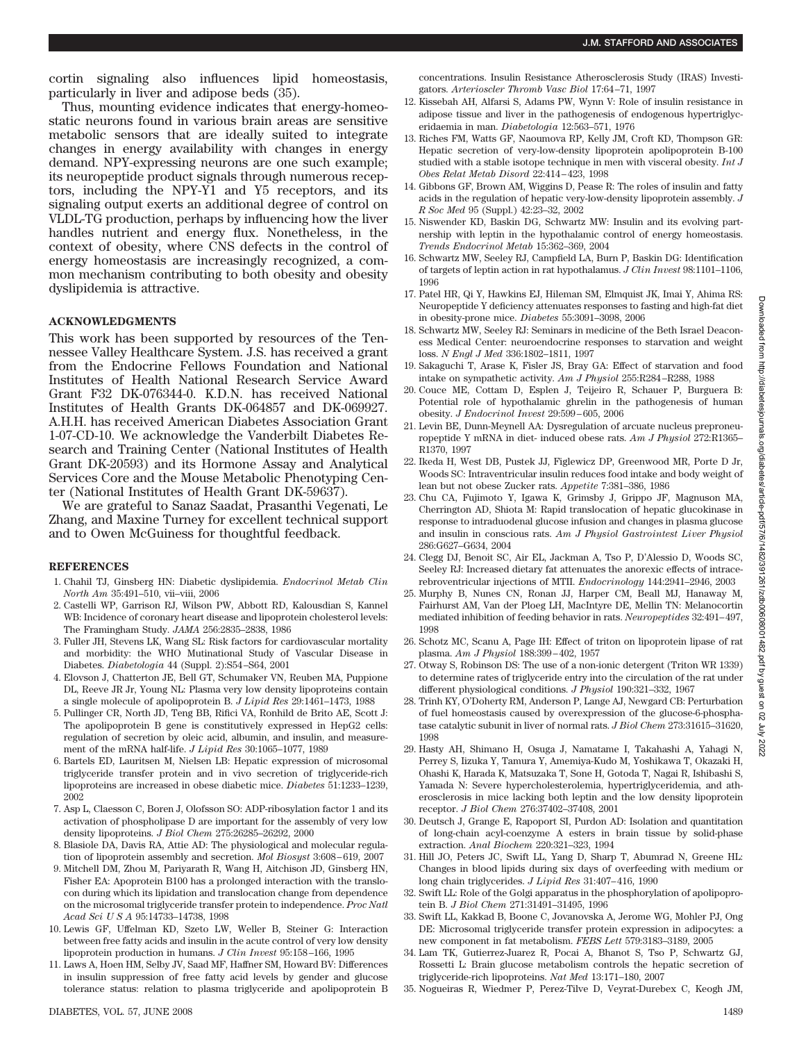cortin signaling also influences lipid homeostasis, particularly in liver and adipose beds (35).

Thus, mounting evidence indicates that energy-homeostatic neurons found in various brain areas are sensitive metabolic sensors that are ideally suited to integrate changes in energy availability with changes in energy demand. NPY-expressing neurons are one such example; its neuropeptide product signals through numerous receptors, including the NPY-Y1 and Y5 receptors, and its signaling output exerts an additional degree of control on VLDL-TG production, perhaps by influencing how the liver handles nutrient and energy flux. Nonetheless, in the context of obesity, where CNS defects in the control of energy homeostasis are increasingly recognized, a common mechanism contributing to both obesity and obesity dyslipidemia is attractive.

## ACKNOWLEDGMENTS

This work has been supported by resources of the Tennessee Valley Healthcare System. J.S. has received a grant from the Endocrine Fellows Foundation and National Institutes of Health National Research Service Award Grant F32 DK-076344-0. K.D.N. has received National Institutes of Health Grants DK-064857 and DK-069927. A.H.H. has received American Diabetes Association Grant 1-07-CD-10. We acknowledge the Vanderbilt Diabetes Research and Training Center (National Institutes of Health Grant DK-20593) and its Hormone Assay and Analytical Services Core and the Mouse Metabolic Phenotyping Center (National Institutes of Health Grant DK-59637).

We are grateful to Sanaz Saadat, Prasanthi Vegenati, Le Zhang, and Maxine Turney for excellent technical support and to Owen McGuiness for thoughtful feedback.

## REFERENCES

1. Chahil TJ, Ginsberg HN: Diabetic dyslipidemia. *Endocrinol Metab Clin North Am* 35:491–510, vii–viii, 2006
2. Castelli WP, Garrison RJ, Wilson PW, Abbott RD, Kalousdian S, Kannel WB: Incidence of coronary heart disease and lipoprotein cholesterol levels: The Framingham Study. *JAMA* 256:2835–2838, 1986
3. Fuller JH, Stevens LK, Wang SL: Risk factors for cardiovascular mortality and morbidity: the WHO Mutinational Study of Vascular Disease in Diabetes. *Diabetologia* 44 (Suppl. 2):S54–S64, 2001
4. Elovson J, Chatterton JE, Bell GT, Schumaker VN, Reuben MA, Puppione DL, Reeve JR Jr, Young NL: Plasma very low density lipoproteins contain a single molecule of apolipoprotein B. *J Lipid Res* 29:1461–1473, 1988
5. Pullinger CR, North JD, Teng BB, Rifici VA, Ronhild de Brito AE, Scott J: The apolipoprotein B gene is constitutively expressed in HepG2 cells: regulation of secretion by oleic acid, albumin, and insulin, and measurement of the mRNA half-life. *J Lipid Res* 30:1065–1077, 1989
6. Bartels ED, Lauritsen M, Nielsen LB: Hepatic expression of microsomal triglyceride transfer protein and in vivo secretion of triglyceride-rich lipoproteins are increased in obese diabetic mice. *Diabetes* 51:1233–1239, 2002
7. Asp L, Claesson C, Boren J, Olofsson SO: ADP-ribosylation factor 1 and its activation of phospholipase D are important for the assembly of very low density lipoproteins. *J Biol Chem* 275:26285–26292, 2000
8. Blasiole DA, Davis RA, Attie AD: The physiological and molecular regulation of lipoprotein assembly and secretion. *Mol Biosyst* 3:608–619, 2007
9. Mitchell DM, Zhou M, Pariyarath R, Wang H, Aitchison JD, Ginsberg HN, Fisher EA: Apoprotein B100 has a prolonged interaction with the translocon during which its lipidation and translocation change from dependence on the microsomal triglyceride transfer protein to independence. *Proc Natl Acad Sci U S A* 95:14733–14738, 1998
10. Lewis GF, Uffelman KD, Szeto LW, Weller B, Steiner G: Interaction between free fatty acids and insulin in the acute control of very low density lipoprotein production in humans. *J Clin Invest* 95:158–166, 1995
11. Laws A, Hoen HM, Selby JV, Saad MF, Haffner SM, Howard BV: Differences in insulin suppression of free fatty acid levels by gender and glucose tolerance status: relation to plasma triglyceride and apolipoprotein B concentrations. Insulin Resistance Atherosclerosis Study (IRAS) Investigators. *Arterioscler Thromb Vasc Biol* 17:64–71, 1997
12. Kissebah AH, Alfarsi S, Adams PW, Wynn V: Role of insulin resistance in adipose tissue and liver in the pathogenesis of endogenous hypertriglyceridaemia in man. *Diabetologia* 12:563–571, 1976
13. Riches FM, Watts GF, Naoumova RP, Kelly JM, Croft KD, Thompson GR: Hepatic secretion of very-low-density lipoprotein apolipoprotein B-100 studied with a stable isotope technique in men with visceral obesity. *Int J Obes Relat Metab Disord* 22:414–423, 1998
14. Gibbons GF, Brown AM, Wiggins D, Pease R: The roles of insulin and fatty acids in the regulation of hepatic very-low-density lipoprotein assembly. *J R Soc Med* 95 (Suppl.) 42:23–32, 2002
15. Niswender KD, Baskin DG, Schwartz MW: Insulin and its evolving partnership with leptin in the hypothalamic control of energy homeostasis. *Trends Endocrinol Metab* 15:362–369, 2004
16. Schwartz MW, Seeley RJ, Campfield LA, Burn P, Baskin DG: Identification of targets of leptin action in rat hypothalamus. *J Clin Invest* 98:1101–1106, 1996
17. Patel HR, Qi Y, Hawkins EJ, Hileman SM, Elmquist JK, Imai Y, Ahima RS: Neuropeptide Y deficiency attenuates responses to fasting and high-fat diet in obesity-prone mice. *Diabetes* 55:3091–3098, 2006
18. Schwartz MW, Seeley RJ: Seminars in medicine of the Beth Israel Deaconess Medical Center: neuroendocrine responses to starvation and weight loss. *N Engl J Med* 336:1802–1811, 1997
19. Sakaguchi T, Arase K, Fisler JS, Bray GA: Effect of starvation and food intake on sympathetic activity. *Am J Physiol* 255:R284–R288, 1988
20. Couce ME, Cottam D, Esplen J, Teijeiro R, Schauer P, Burguera B: Potential role of hypothalamic ghrelin in the pathogenesis of human obesity. *J Endocrinol Invest* 29:599–605, 2006
21. Levin BE, Dunn-Meynell AA: Dysregulation of arcuate nucleus preproneuropeptide Y mRNA in diet- induced obese rats. *Am J Physiol* 272:R1365–R1370, 1997
22. Ikeda H, West DB, Pustek JJ, Figlewicz DP, Greenwood MR, Porte D Jr, Woods SC: Intraventricular insulin reduces food intake and body weight of lean but not obese Zucker rats. *Appetite* 7:381–386, 1986
23. Chu CA, Fujimoto Y, Igawa K, Grimsby J, Grippo JF, Magnuson MA, Cherrington AD, Shiota M: Rapid translocation of hepatic glucokinase in response to intraduodenal glucose infusion and changes in plasma glucose and insulin in conscious rats. *Am J Physiol Gastrointest Liver Physiol* 286:G627–G634, 2004
24. Clegg DJ, Benoit SC, Air EL, Jackman A, Tso P, D'Alessio D, Woods SC, Seeley RJ: Increased dietary fat attenuates the anorexic effects of intracerebroventricular injections of MTII. *Endocrinology* 144:2941–2946, 2003
25. Murphy B, Nunes CN, Ronan JJ, Harper CM, Beall MJ, Hanaway M, Fairhurst AM, Van der Ploeg LH, MacIntyre DE, Mellin TN: Melanocortin mediated inhibition of feeding behavior in rats. *Neuropeptides* 32:491–497, 1998
26. Schotz MC, Scanu A, Page IH: Effect of triton on lipoprotein lipase of rat plasma. *Am J Physiol* 188:399–402, 1957
27. Otway S, Robinson DS: The use of a non-ionic detergent (Triton WR 1339) to determine rates of triglyceride entry into the circulation of the rat under different physiological conditions. *J Physiol* 190:321–332, 1967
28. Trinh KY, O'Doherty RM, Anderson P, Lange AJ, Newgard CB: Perturbation of fuel homeostasis caused by overexpression of the glucose-6-phosphatase catalytic subunit in liver of normal rats. *J Biol Chem* 273:31615–31620, 1998
29. Hasty AH, Shimano H, Osuga J, Namatame I, Takahashi A, Yahagi N, Perrey S, Iizuka Y, Tamura Y, Amemiya-Kudo M, Yoshikawa T, Okazaki H, Ohashi K, Harada K, Matsuzaka T, Sone H, Gotoda T, Nagai R, Ishibashi S, Yamada N: Severe hypercholesterolemia, hypertriglyceridemia, and atherosclerosis in mice lacking both leptin and the low density lipoprotein receptor. *J Biol Chem* 276:37402–37408, 2001
30. Deutsch J, Grange E, Rapoport SI, Purdon AD: Isolation and quantitation of long-chain acyl-coenzyme A esters in brain tissue by solid-phase extraction. *Anal Biochem* 220:321–323, 1994
31. Hill JO, Peters JC, Swift LL, Yang D, Sharp T, Abumrad N, Greene HL: Changes in blood lipids during six days of overfeeding with medium or long chain triglycerides. *J Lipid Res* 31:407–416, 1990
32. Swift LL: Role of the Golgi apparatus in the phosphorylation of apolipoprotein B. *J Biol Chem* 271:31491–31495, 1996
33. Swift LL, Kakkad B, Boone C, Jovanovska A, Jerome WG, Mohler PJ, Ong DE: Microsomal triglyceride transfer protein expression in adipocytes: a new component in fat metabolism. *FEBS Lett* 579:3183–3189, 2005
34. Lam TK, Gutierrez-Juarez R, Pocai A, Bhanot S, Tso P, Schwartz GJ, Rossetti L: Brain glucose metabolism controls the hepatic secretion of triglyceride-rich lipoproteins. *Nat Med* 13:171–180, 2007
35. Nogueiras R, Wiedmer P, Perez-Tilve D, Veyrat-Durebex C, Keogh JM,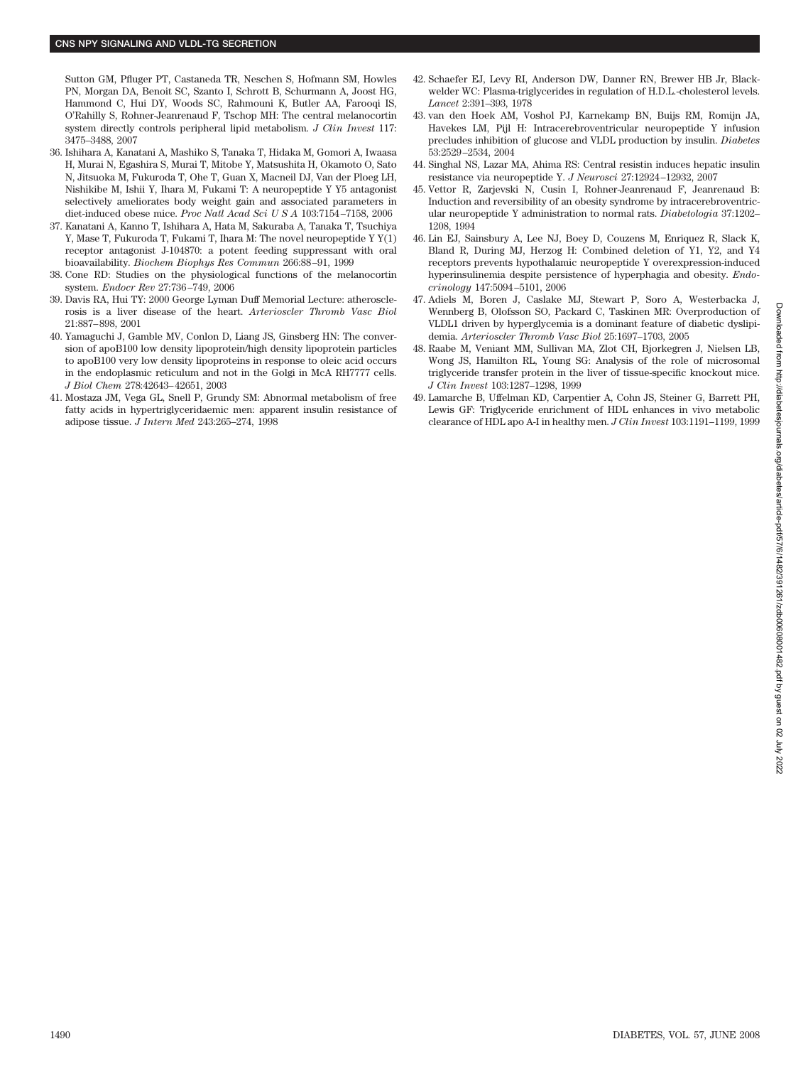Sutton GM, Pfluger PT, Castaneda TR, Neschen S, Hofmann SM, Howles PN, Morgan DA, Benoit SC, Szanto I, Schrott B, Schurmann A, Joost HG, Hammond C, Hui DY, Woods SC, Rahmouni K, Butler AA, Farooqi IS, O'Rahilly S, Rohner-Jeanrenaud F, Tschop MH: The central melanocortin system directly controls peripheral lipid metabolism. *J Clin Invest* 117: 3475–3488, 2007

36. Ishihara A, Kanatani A, Mashiko S, Tanaka T, Hidaka M, Gomori A, Iwaasa H, Murai N, Egashira S, Murai T, Mitobe Y, Matsushita H, Okamoto O, Sato N, Jitsuoka M, Fukuroda T, Ohe T, Guan X, Macneil DJ, Van der Ploeg LH, Nishikibe M, Ishii Y, Ihara M, Fukami T: A neuropeptide Y Y5 antagonist selectively ameliorates body weight gain and associated parameters in diet-induced obese mice. *Proc Natl Acad Sci U S A* 103:7154–7158, 2006
37. Kanatani A, Kanno T, Ishihara A, Hata M, Sakuraba A, Tanaka T, Tsuchiya Y, Mase T, Fukuroda T, Fukami T, Ihara M: The novel neuropeptide Y Y(1) receptor antagonist J-104870: a potent feeding suppressant with oral bioavailability. *Biochem Biophys Res Commun* 266:88–91, 1999
38. Cone RD: Studies on the physiological functions of the melanocortin system. *Endocr Rev* 27:736–749, 2006
39. Davis RA, Hui TY: 2000 George Lyman Duff Memorial Lecture: atherosclerosis is a liver disease of the heart. *Arterioscler Thromb Vasc Biol* 21:887–898, 2001
40. Yamaguchi J, Gamble MV, Conlon D, Liang JS, Ginsberg HN: The conversion of apoB100 low density lipoprotein/high density lipoprotein particles to apoB100 very low density lipoproteins in response to oleic acid occurs in the endoplasmic reticulum and not in the Golgi in McA RH7777 cells. *J Biol Chem* 278:42643–42651, 2003
41. Mostaza JM, Vega GL, Snell P, Grundy SM: Abnormal metabolism of free fatty acids in hypertriglyceridaemic men: apparent insulin resistance of adipose tissue. *J Intern Med* 243:265–274, 1998
42. Schaefer EJ, Levy RI, Anderson DW, Danner RN, Brewer HB Jr, Blackwelder WC: Plasma-triglycerides in regulation of H.D.L.-cholesterol levels. *Lancet* 2:391–393, 1978
43. van den Hoek AM, Voshol PJ, Karnekamp BN, Buijs RM, Romijn JA, Havekes LM, Pijl H: Intracerebroventricular neuropeptide Y infusion precludes inhibition of glucose and VLDL production by insulin. *Diabetes* 53:2529–2534, 2004
44. Singhal NS, Lazar MA, Ahima RS: Central resistin induces hepatic insulin resistance via neuropeptide Y. *J Neurosci* 27:12924–12932, 2007
45. Vettor R, Zarjevski N, Cusin I, Rohner-Jeanrenaud F, Jeanrenaud B: Induction and reversibility of an obesity syndrome by intracerebroventricular neuropeptide Y administration to normal rats. *Diabetologia* 37:1202–1208, 1994
46. Lin EJ, Sainsbury A, Lee NJ, Boey D, Couzens M, Enriquez R, Slack K, Bland R, During MJ, Herzog H: Combined deletion of Y1, Y2, and Y4 receptors prevents hypothalamic neuropeptide Y overexpression-induced hyperinsulinemia despite persistence of hyperphagia and obesity. *Endocrinology* 147:5094–5101, 2006
47. Adiels M, Boren J, Caslake MJ, Stewart P, Soro A, Westerbacka J, Wennberg B, Olofsson SO, Packard C, Taskinen MR: Overproduction of VLDL1 driven by hyperglycemia is a dominant feature of diabetic dyslipidemia. *Arterioscler Thromb Vasc Biol* 25:1697–1703, 2005
48. Raabe M, Veniant MM, Sullivan MA, Zlot CH, Bjorkegren J, Nielsen LB, Wong JS, Hamilton RL, Young SG: Analysis of the role of microsomal triglyceride transfer protein in the liver of tissue-specific knockout mice. *J Clin Invest* 103:1287–1298, 1999
49. Lamarche B, Uffelman KD, Carpentier A, Cohn JS, Steiner G, Barrett PH, Lewis GF: Triglyceride enrichment of HDL enhances in vivo metabolic clearance of HDL apo A-I in healthy men. *J Clin Invest* 103:1191–1199, 1999